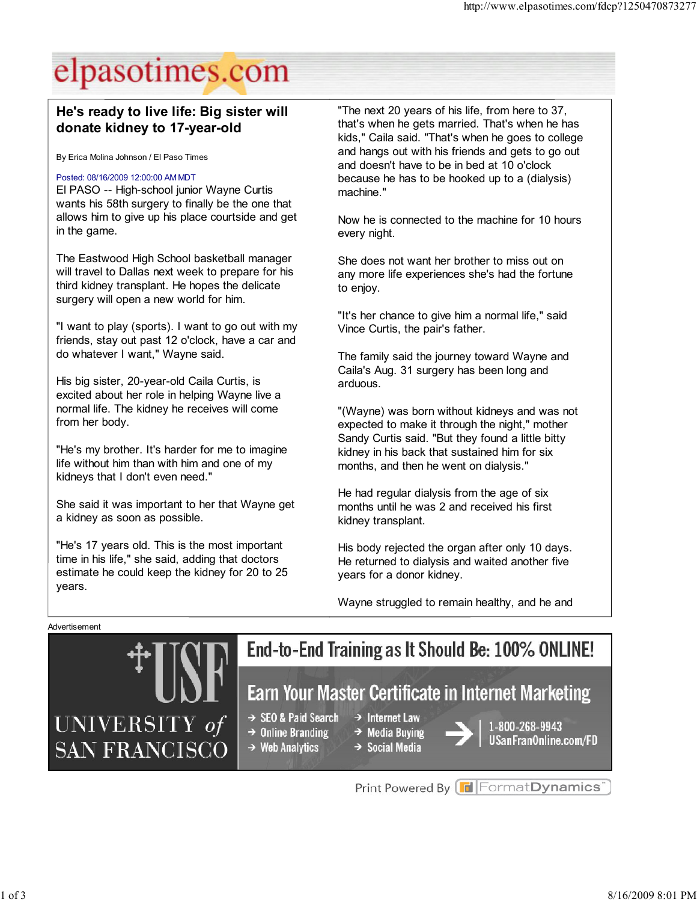# He's ready to live life: Big sister will donate kidney to 17-year-old

By Erica Molina Johnson / El Paso Times

Posted: 08/16/2009 12:00:00 AM MDT

El PASO -- High-school junior Wayne Curtis wants his 58th surgery to finally be the one that allows him to give up his place courtside and get in the game.

The Eastwood High School basketball manager will travel to Dallas next week to prepare for his third kidney transplant. He hopes the delicate surgery will open a new world for him.

"I want to play (sports). I want to go out with my friends, stay out past 12 o'clock, have a car and do whatever I want," Wayne said.

His big sister, 20-year-old Caila Curtis, is excited about her role in helping Wayne live a normal life. The kidney he receives will come from her body.

"He's my brother. It's harder for me to imagine life without him than with him and one of my kidneys that I don't even need."

She said it was important to her that Wayne get a kidney as soon as possible.

"He's 17 years old. This is the most important time in his life," she said, adding that doctors estimate he could keep the kidney for 20 to 25 years.

"The next 20 years of his life, from here to 37, that's when he gets married. That's when he has kids," Caila said. "That's when he goes to college and hangs out with his friends and gets to go out and doesn't have to be in bed at 10 o'clock because he has to be hooked up to a (dialysis) machine."

Now he is connected to the machine for 10 hours every night.

She does not want her brother to miss out on any more life experiences she's had the fortune to enjoy.

"It's her chance to give him a normal life," said Vince Curtis, the pair's father.

The family said the journey toward Wayne and Caila's Aug. 31 surgery has been long and arduous.

"(Wayne) was born without kidneys and was not expected to make it through the night," mother Sandy Curtis said. "But they found a little bitty kidney in his back that sustained him for six months, and then he went on dialysis."

He had regular dialysis from the age of six months until he was 2 and received his first kidney transplant.

His body rejected the organ after only 10 days. He returned to dialysis and waited another five years for a donor kidney.

Wayne struggled to remain healthy, and he and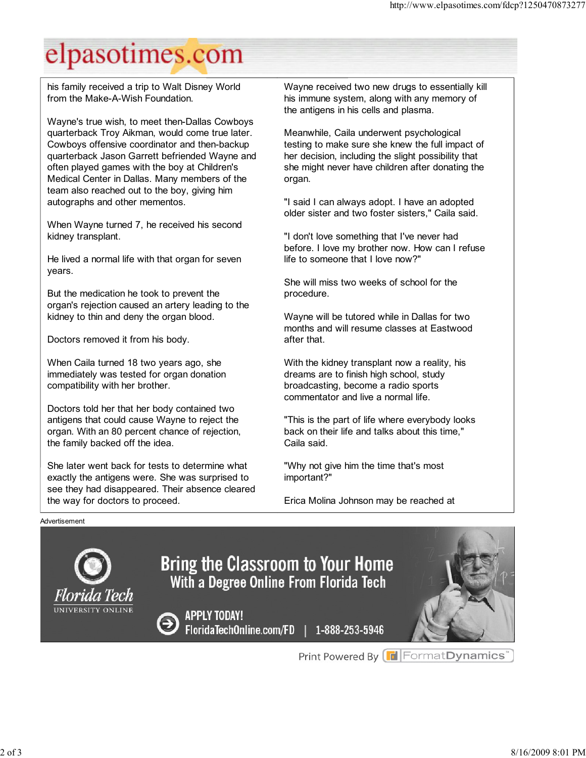his family received a trip to Walt Disney World from the Make-A-Wish Foundation.

Wayne's true wish, to meet then-Dallas Cowboys quarterback Troy Aikman, would come true later. Cowboys offensive coordinator and then-backup quarterback Jason Garrett befriended Wayne and often played games with the boy at Children's Medical Center in Dallas. Many members of the team also reached out to the boy, giving him autographs and other mementos.

When Wayne turned 7, he received his second kidney transplant.

He lived a normal life with that organ for seven years.

But the medication he took to prevent the organ's rejection caused an artery leading to the kidney to thin and deny the organ blood.

Doctors removed it from his body.

When Caila turned 18 two years ago, she immediately was tested for organ donation compatibility with her brother.

Doctors told her that her body contained two antigens that could cause Wayne to reject the organ. With an 80 percent chance of rejection, the family backed off the idea.

She later went back for tests to determine what exactly the antigens were. She was surprised to see they had disappeared. Their absence cleared the way for doctors to proceed.

Wayne received two new drugs to essentially kill his immune system, along with any memory of the antigens in his cells and plasma.

Meanwhile, Caila underwent psychological testing to make sure she knew the full impact of her decision, including the slight possibility that she might never have children after donating the organ.

"I said I can always adopt. I have an adopted older sister and two foster sisters," Caila said.

"I don't love something that I've never had before. I love my brother now. How can I refuse life to someone that I love now?"

She will miss two weeks of school for the procedure.

Wayne will be tutored while in Dallas for two months and will resume classes at Eastwood after that.

With the kidney transplant now a reality, his dreams are to finish high school, study broadcasting, become a radio sports commentator and live a normal life.

"This is the part of life where everybody looks back on their life and talks about this time," Caila said.

"Why not give him the time that's most important?"

Erica Molina Johnson may be reached at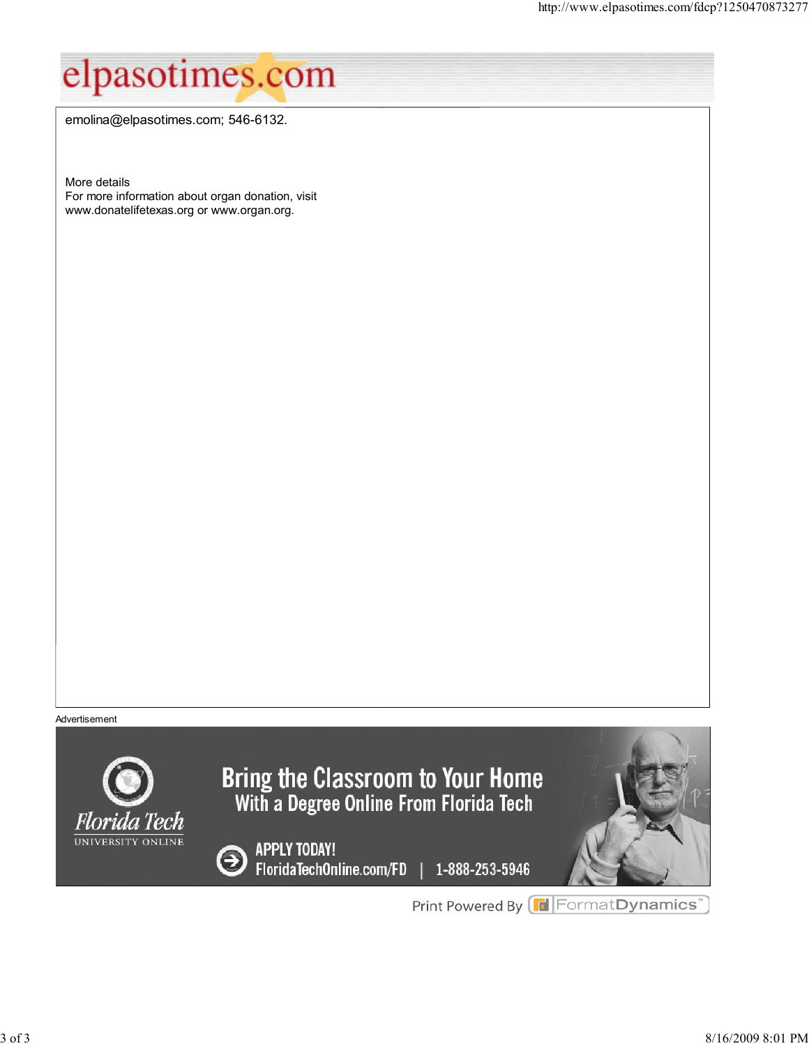emolina@elpasotimes.com; 546-6132.

More details

For more information about organ donation, visit www.donatelifetexas.org or www.organ.org.

Advertisement

Bring the Classroom to Your Home
With a Degree Online From Florida Tech

APPLY TODAY!
FloridaTechOnline.com/FD | 1-888-253-5946

Florida Tech UNIVERSITY ONLINE

Print Powered By FormatDynamics